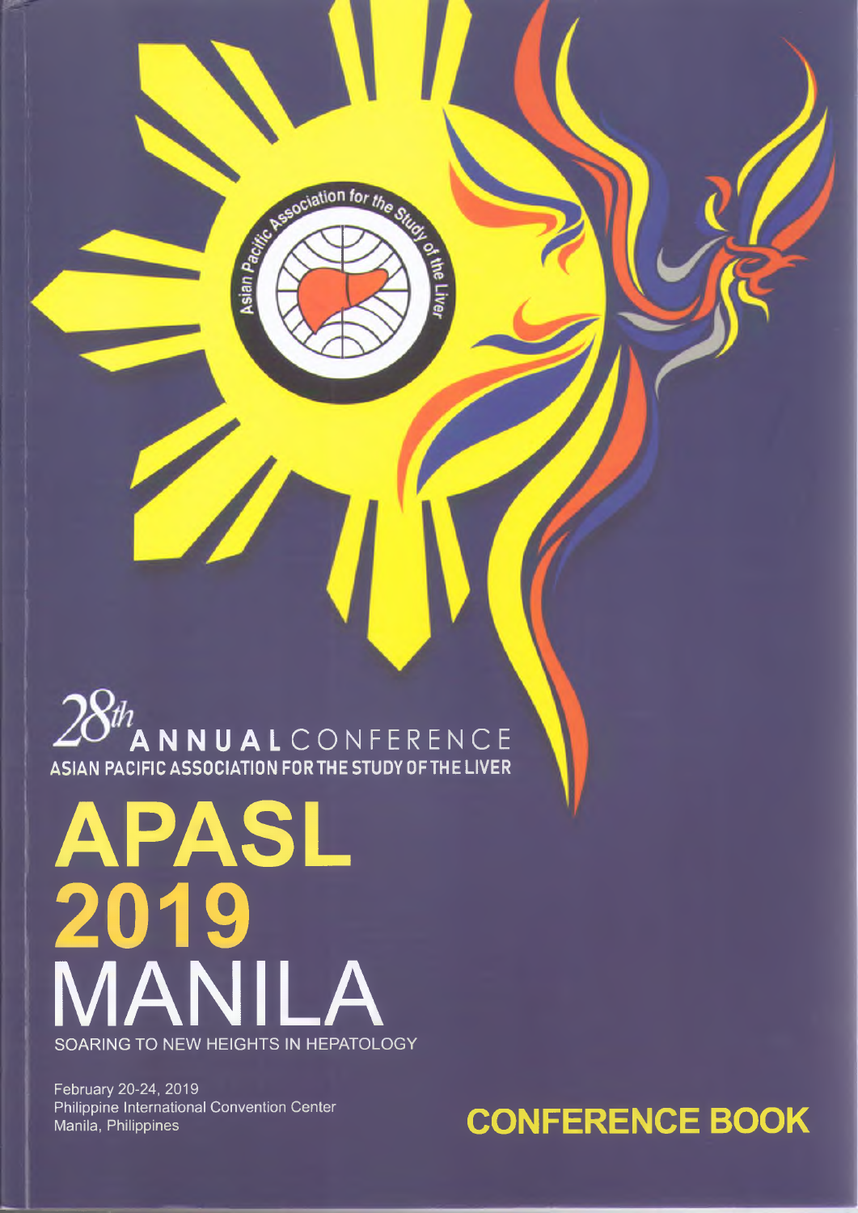28th ANNUAL CONFERENCE

ASIAN PACIFIC ASSOCIATION FOR THE STUDY OF THE LIVER

# APASL 2019 MANILA

SOARING TO NEW HEIGHTS IN HEPATOLOGY

February 20-24, 2019
Philippine International Convention Center
Manila, Philippines

## CONFERENCE BOOK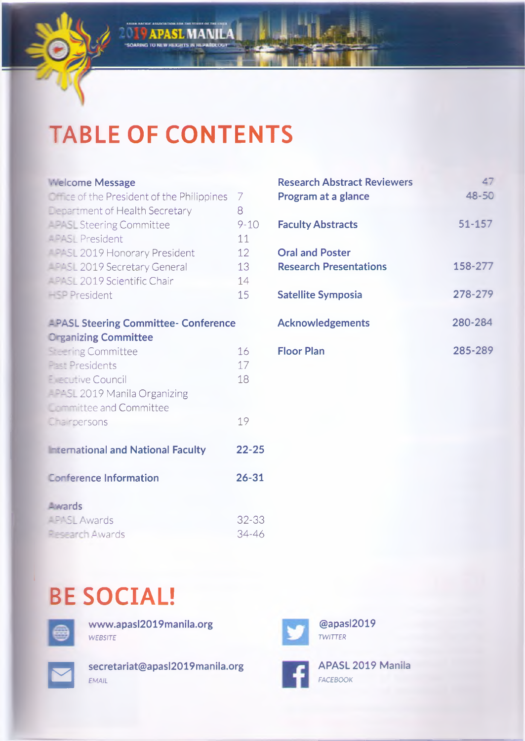# TABLE OF CONTENTS

**Welcome Message**

| | |
|---|---|
| Office of the President of the Philippines | 7 |
| Department of Health Secretary | 8 |
| APASL Steering Committee | 9-10 |
| APASL President | 11 |
| APASL 2019 Honorary President | 12 |
| APASL 2019 Secretary General | 13 |
| APASL 2019 Scientific Chair | 14 |
| HSP President | 15 |

**APASL Steering Committee- Conference Organizing Committee**

| | |
|---|---|
| Steering Committee | 16 |
| Past Presidents | 17 |
| Executive Council | 18 |
| APASL 2019 Manila Organizing Committee and Committee Chairpersons | 19 |

| | |
|---|---|
| **International and National Faculty** | **22-25** |
| **Conference Information** | **26-31** |

**Awards**

| | |
|---|---|
| APASL Awards | 32-33 |
| Research Awards | 34-46 |

| | |
|---|---|
| **Research Abstract Reviewers** | **47** |
| **Program at a glance** | **48-50** |
| **Faculty Abstracts** | **51-157** |
| **Oral and Poster Research Presentations** | **158-277** |
| **Satellite Symposia** | **278-279** |
| **Acknowledgements** | **280-284** |
| **Floor Plan** | **285-289** |

# BE SOCIAL!

**www.apasl2019manila.org**
*WEBSITE*

**secretariat@apasl2019manila.org**
*EMAIL*

**@apasl2019**
*TWITTER*

**APASL 2019 Manila**
*FACEBOOK*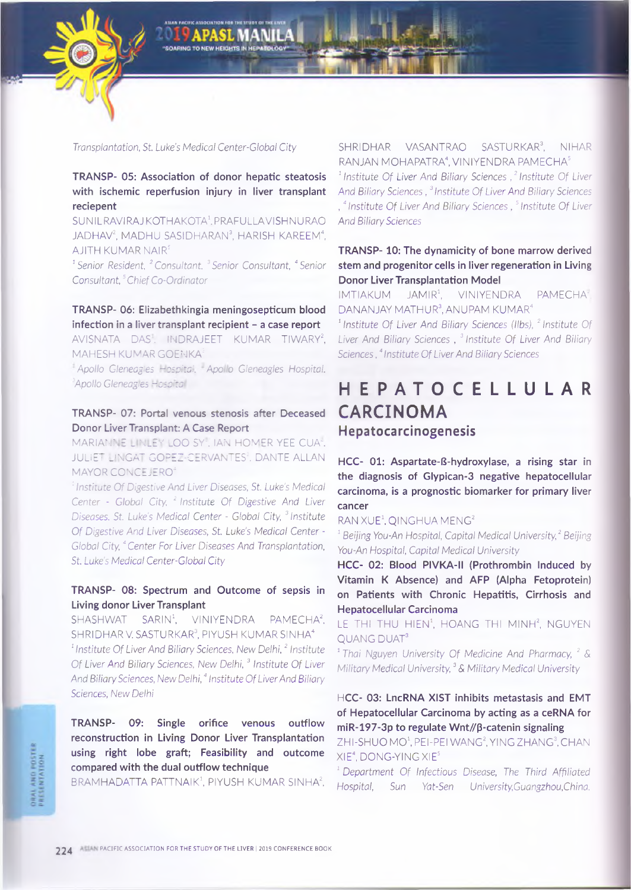Transplantation, St. Luke's Medical Center-Global City

**TRANSP- 05: Association of donor hepatic steatosis with ischemic reperfusion injury in liver transplant reciepent**

SUNIL RAVIRAJ KOTHAKOTA[1], PRAFULLA VISHNURAO JADHAV[2], MADHU SASIDHARAN[3], HARISH KAREEM[4], AJITH KUMAR NAIR[5]

*[1] Senior Resident, [2] Consultant, [3] Senior Consultant, [4] Senior Consultant, [5] Chief Co-Ordinator*

**TRANSP- 06: Elizabethkingia meningosepticum blood infection in a liver transplant recipient – a case report**

AVISNATA DAS[1], INDRAJEET KUMAR TIWARY[2], MAHESH KUMAR GOENKA[3]

*[1] Apollo Gleneagles Hospital, [2] Apollo Gleneagles Hospital, [3] Apollo Gleneagles Hospital*

**TRANSP- 07: Portal venous stenosis after Deceased Donor Liver Transplant: A Case Report**

MARIANNE LINLEY LOO SY[1], IAN HOMER YEE CUA[2], JULIET LINGAT GOPEZ-CERVANTES[3], DANTE ALLAN MAYOR CONCEJERO[4]

*[1] Institute Of Digestive And Liver Diseases, St. Luke's Medical Center - Global City, [2] Institute Of Digestive And Liver Diseases, St. Luke's Medical Center - Global City, [3] Institute Of Digestive And Liver Diseases, St. Luke's Medical Center - Global City, [4] Center For Liver Diseases And Transplantation, St. Luke's Medical Center-Global City*

**TRANSP- 08: Spectrum and Outcome of sepsis in Living donor Liver Transplant**

SHASHWAT SARIN[1], VINIYENDRA PAMECHA[2], SHRIDHAR V. SASTURKAR[3], PIYUSH KUMAR SINHA[4]

*[1] Institute Of Liver And Biliary Sciences, New Delhi, [2] Institute Of Liver And Biliary Sciences, New Delhi, [3] Institute Of Liver And Biliary Sciences, New Delhi, [4] Institute Of Liver And Biliary Sciences, New Delhi*

**TRANSP- 09: Single orifice venous outflow reconstruction in Living Donor Liver Transplantation using right lobe graft; Feasibility and outcome compared with the dual outflow technique**

BRAMHADATTA PATTNAIK[1], PIYUSH KUMAR SINHA[2], SHRIDHAR VASANTRAO SASTURKAR[3], NIHAR RANJAN MOHAPATRA[4], VINIYENDRA PAMECHA[5]

*[1] Institute Of Liver And Biliary Sciences , [2] Institute Of Liver And Biliary Sciences , [3] Institute Of Liver And Biliary Sciences , [4] Institute Of Liver And Biliary Sciences , [5] Institute Of Liver And Biliary Sciences*

**TRANSP- 10: The dynamicity of bone marrow derived stem and progenitor cells in liver regeneration in Living Donor Liver Transplantation Model**

IMTIAKUM JAMIR[1], VINIYENDRA PAMECHA[2], DANANJAY MATHUR[3], ANUPAM KUMAR[4]

*[1] Institute Of Liver And Biliary Sciences (Ilbs), [2] Institute Of Liver And Biliary Sciences , [3] Institute Of Liver And Biliary Sciences , [4] Institute Of Liver And Biliary Sciences*

# HEPATOCELLULAR CARCINOMA

## Hepatocarcinogenesis

**HCC- 01: Aspartate-ß-hydroxylase, a rising star in the diagnosis of Glypican-3 negative hepatocellular carcinoma, is a prognostic biomarker for primary liver cancer**

RAN XUE[1], QINGHUA MENG[2]

*[1] Beijing You-An Hospital, Capital Medical University, [2] Beijing You-An Hospital, Capital Medical University*

**HCC- 02: Blood PIVKA-II (Prothrombin Induced by Vitamin K Absence) and AFP (Alpha Fetoprotein) on Patients with Chronic Hepatitis, Cirrhosis and Hepatocellular Carcinoma**

LE THI THU HIEN[1], HOANG THI MINH[2], NGUYEN QUANG DUAT[3]

*[1] Thai Nguyen University Of Medicine And Pharmacy, [2] & Military Medical University, [3] & Military Medical University*

**HCC- 03: LncRNA XIST inhibits metastasis and EMT of Hepatocellular Carcinoma by acting as a ceRNA for miR-197-3p to regulate Wnt//β-catenin signaling**

ZHI-SHUO MO[1], PEI-PEI WANG[2], YING ZHANG[3], CHAN XIE[4], DONG-YING XIE[5]

*[1] Department Of Infectious Disease, The Third Affiliated Hospital, Sun Yat-Sen University,Guangzhou,China.*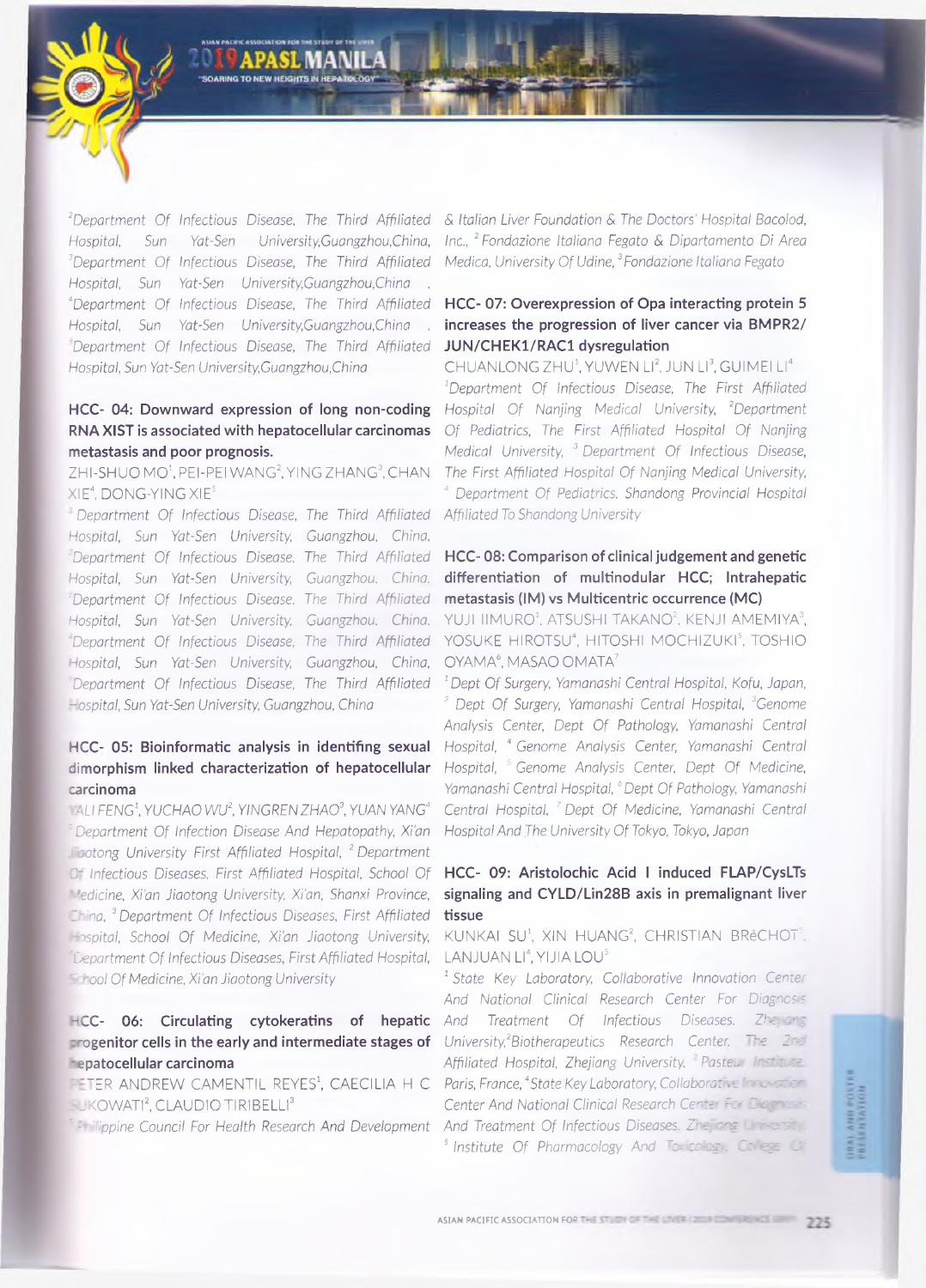[2]Department Of Infectious Disease, The Third Affiliated Hospital, Sun Yat-Sen University,Guangzhou,China, [3]Department Of Infectious Disease, The Third Affiliated Hospital, Sun Yat-Sen University,Guangzhou,China , [4]Department Of Infectious Disease, The Third Affiliated Hospital, Sun Yat-Sen University,Guangzhou,China , [5]Department Of Infectious Disease, The Third Affiliated Hospital, Sun Yat-Sen University,Guangzhou,China

### HCC- 04: Downward expression of long non-coding RNA XIST is associated with hepatocellular carcinomas metastasis and poor prognosis.

ZHI-SHUO MO[1], PEI-PEI WANG[2], YING ZHANG[3], CHAN XIE[4], DONG-YING XIE[5]

[1] Department Of Infectious Disease, The Third Affiliated Hospital, Sun Yat-Sen University, Guangzhou, China, [2]Department Of Infectious Disease, The Third Affiliated Hospital, Sun Yat-Sen University, Guangzhou, China, [3]Department Of Infectious Disease, The Third Affiliated Hospital, Sun Yat-Sen University, Guangzhou, China, [4]Department Of Infectious Disease, The Third Affiliated Hospital, Sun Yat-Sen University, Guangzhou, China, [5]Department Of Infectious Disease, The Third Affiliated Hospital, Sun Yat-Sen University, Guangzhou, China

### HCC- 05: Bioinformatic analysis in identifing sexual dimorphism linked characterization of hepatocellular carcinoma

YALI FENG[1], YUCHAO WU[2], YINGREN ZHAO[3], YUAN YANG[4]

[1] Department Of Infection Disease And Hepatopathy, Xi'an Jiaotong University First Affiliated Hospital, [2] Department Of Infectious Diseases, First Affiliated Hospital, School Of Medicine, Xi'an Jiaotong University, Xi'an, Shanxi Province, China, [3] Department Of Infectious Diseases, First Affiliated Hospital, School Of Medicine, Xi'an Jiaotong University, [4]Department Of Infectious Diseases, First Affiliated Hospital, School Of Medicine, Xi'an Jiaotong University

### HCC- 06: Circulating cytokeratins of hepatic progenitor cells in the early and intermediate stages of hepatocellular carcinoma

PETER ANDREW CAMENTIL REYES[1], CAECILIA H C SUKOWATI[2], CLAUDIO TIRIBELLI[3]

[1] Philippine Council For Health Research And Development & Italian Liver Foundation & The Doctors' Hospital Bacolod, Inc., [2] Fondazione Italiana Fegato & Dipartamento Di Area Medica, University Of Udine, [3] Fondazione Italiana Fegato

### HCC- 07: Overexpression of Opa interacting protein 5 increases the progression of liver cancer via BMPR2/JUN/CHEK1/RAC1 dysregulation

CHUANLONG ZHU[1], YUWEN LI[2], JUN LI[3], GUIMEI LI[4]

[1]Department Of Infectious Disease, The First Affiliated Hospital Of Nanjing Medical University, [2]Department Of Pediatrics, The First Affiliated Hospital Of Nanjing Medical University, [3] Department Of Infectious Disease, The First Affiliated Hospital Of Nanjing Medical University, [4] Department Of Pediatrics, Shandong Provincial Hospital Affiliated To Shandong University

### HCC- 08: Comparison of clinical judgement and genetic differentiation of multinodular HCC; Intrahepatic metastasis (IM) vs Multicentric occurrence (MC)

YUJI IIMURO[1], ATSUSHI TAKANO[2], KENJI AMEMIYA[3], YOSUKE HIROTSU[4], HITOSHI MOCHIZUKI[5], TOSHIO OYAMA[6], MASAO OMATA[7]

[1] Dept Of Surgery, Yamanashi Central Hospital, Kofu, Japan, [2] Dept Of Surgery, Yamanashi Central Hospital, [3]Genome Analysis Center, Dept Of Pathology, Yamanashi Central Hospital, [4] Genome Analysis Center, Yamanashi Central Hospital, [5] Genome Analysis Center, Dept Of Medicine, Yamanashi Central Hospital, [6] Dept Of Pathology, Yamanashi Central Hospital, [7] Dept Of Medicine, Yamanashi Central Hospital And The University Of Tokyo, Tokyo, Japan

### HCC- 09: Aristolochic Acid I induced FLAP/CysLTs signaling and CYLD/Lin28B axis in premalignant liver tissue

KUNKAI SU[1], XIN HUANG[2], CHRISTIAN BRéCHOT[3], LANJUAN LI[4], YIJIA LOU[5]

[1] State Key Laboratory, Collaborative Innovation Center And National Clinical Research Center For Diagnosis And Treatment Of Infectious Diseases. Zhejiang University,[2]Biotherapeutics Research Center. The 2nd Affiliated Hospital, Zhejiang University. [3] Pasteur Institute. Paris, France, [4]State Key Laboratory, Collaborative Innovation Center And National Clinical Research Center For Diagnosis And Treatment Of Infectious Diseases. Zhejiang University, [5] Institute Of Pharmacology And Toxicology, College Of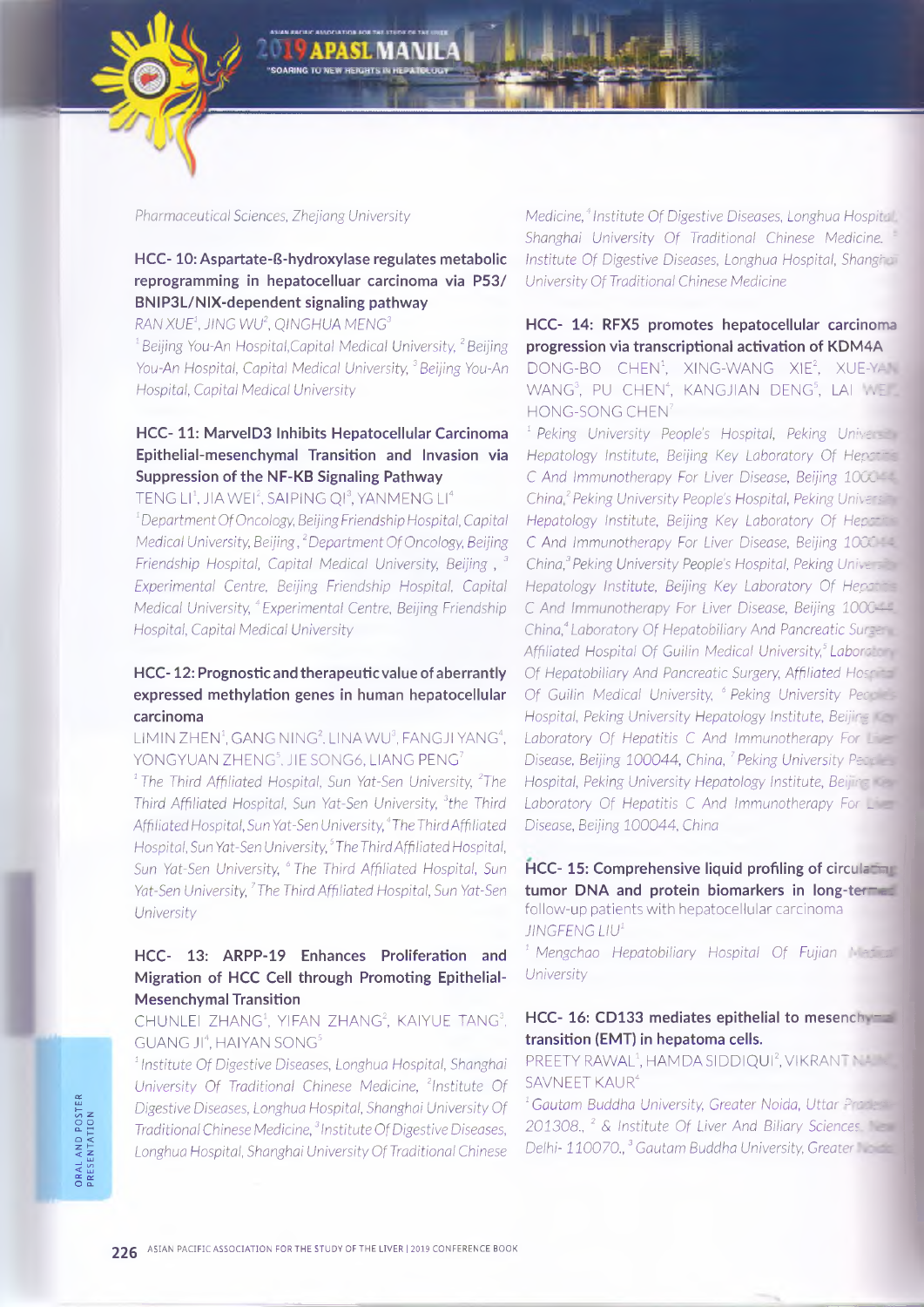Pharmaceutical Sciences, Zhejiang University

### HCC- 10: Aspartate-ß-hydroxylase regulates metabolic reprogramming in hepatocelluar carcinoma via P53/ BNIP3L/NIX-dependent signaling pathway

RAN XUE[1], JING WU[2], QINGHUA MENG[3]

*[1] Beijing You-An Hospital,Capital Medical University, [2] Beijing You-An Hospital, Capital Medical University, [3] Beijing You-An Hospital, Capital Medical University*

### HCC- 11: MarvelD3 Inhibits Hepatocellular Carcinoma Epithelial-mesenchymal Transition and Invasion via Suppression of the NF-KB Signaling Pathway

TENG LI[1], JIA WEI[2], SAIPING QI[3], YANMENG LI[4]

*[1] Department Of Oncology, Beijing Friendship Hospital, Capital Medical University, Beijing , [2] Department Of Oncology, Beijing Friendship Hospital, Capital Medical University, Beijing , [3] Experimental Centre, Beijing Friendship Hospital, Capital Medical University, [4] Experimental Centre, Beijing Friendship Hospital, Capital Medical University*

### HCC- 12: Prognostic and therapeutic value of aberrantly expressed methylation genes in human hepatocellular carcinoma

LIMIN ZHEN[1], GANG NING[2], LINA WU[3], FANGJI YANG[4], YONGYUAN ZHENG[5], JIE SONG6, LIANG PENG[7]

*[1] The Third Affiliated Hospital, Sun Yat-Sen University, [2] The Third Affiliated Hospital, Sun Yat-Sen University, [3] the Third Affiliated Hospital, Sun Yat-Sen University, [4] The Third Affiliated Hospital, Sun Yat-Sen University, [5] The Third Affiliated Hospital, Sun Yat-Sen University, [6] The Third Affiliated Hospital, Sun Yat-Sen University, [7] The Third Affiliated Hospital, Sun Yat-Sen University*

### HCC- 13: ARPP-19 Enhances Proliferation and Migration of HCC Cell through Promoting Epithelial-Mesenchymal Transition

CHUNLEI ZHANG[1], YIFAN ZHANG[2], KAIYUE TANG[3], GUANG JI[4], HAIYAN SONG[5]

*[1] Institute Of Digestive Diseases, Longhua Hospital, Shanghai University Of Traditional Chinese Medicine, [2] Institute Of Digestive Diseases, Longhua Hospital, Shanghai University Of Traditional Chinese Medicine, [3] Institute Of Digestive Diseases, Longhua Hospital, Shanghai University Of Traditional Chinese Medicine, [4] Institute Of Digestive Diseases, Longhua Hospital, Shanghai University Of Traditional Chinese Medicine. [5] Institute Of Digestive Diseases, Longhua Hospital, Shanghai University Of Traditional Chinese Medicine*

### HCC- 14: RFX5 promotes hepatocellular carcinoma progression via transcriptional activation of KDM4A

DONG-BO CHEN[1], XING-WANG XIE[2], XUE-YAN WANG[3], PU CHEN[4], KANGJIAN DENG[5], LAI WEI[6], HONG-SONG CHEN[7]

*[1] Peking University People's Hospital, Peking University Hepatology Institute, Beijing Key Laboratory Of Hepatitis C And Immunotherapy For Liver Disease, Beijing 100044, China, [2] Peking University People's Hospital, Peking University Hepatology Institute, Beijing Key Laboratory Of Hepatitis C And Immunotherapy For Liver Disease, Beijing 100044, China, [3] Peking University People's Hospital, Peking University Hepatology Institute, Beijing Key Laboratory Of Hepatitis C And Immunotherapy For Liver Disease, Beijing 100044, China, [4] Laboratory Of Hepatobiliary And Pancreatic Surgery, Affiliated Hospital Of Guilin Medical University, [5] Laboratory Of Hepatobiliary And Pancreatic Surgery, Affiliated Hospital Of Guilin Medical University, [6] Peking University People's Hospital, Peking University Hepatology Institute, Beijing Key Laboratory Of Hepatitis C And Immunotherapy For Liver Disease, Beijing 100044, China, [7] Peking University People's Hospital, Peking University Hepatology Institute, Beijing Key Laboratory Of Hepatitis C And Immunotherapy For Liver Disease, Beijing 100044, China*

### HCC- 15: Comprehensive liquid profiling of circulating tumor DNA and protein biomarkers in long-termed follow-up patients with hepatocellular carcinoma

JINGFENG LIU[1]

*[1] Mengchao Hepatobiliary Hospital Of Fujian Medical University*

### HCC- 16: CD133 mediates epithelial to mesenchymal transition (EMT) in hepatoma cells.

PREETY RAWAL[1], HAMDA SIDDIQUI[2], VIKRANT NAIN[3], SAVNEET KAUR[4]

*[1] Gautam Buddha University, Greater Noida, Uttar Pradesh 201308., [2] & Institute Of Liver And Biliary Sciences, New Delhi- 110070., [3] Gautam Buddha University, Greater Noida*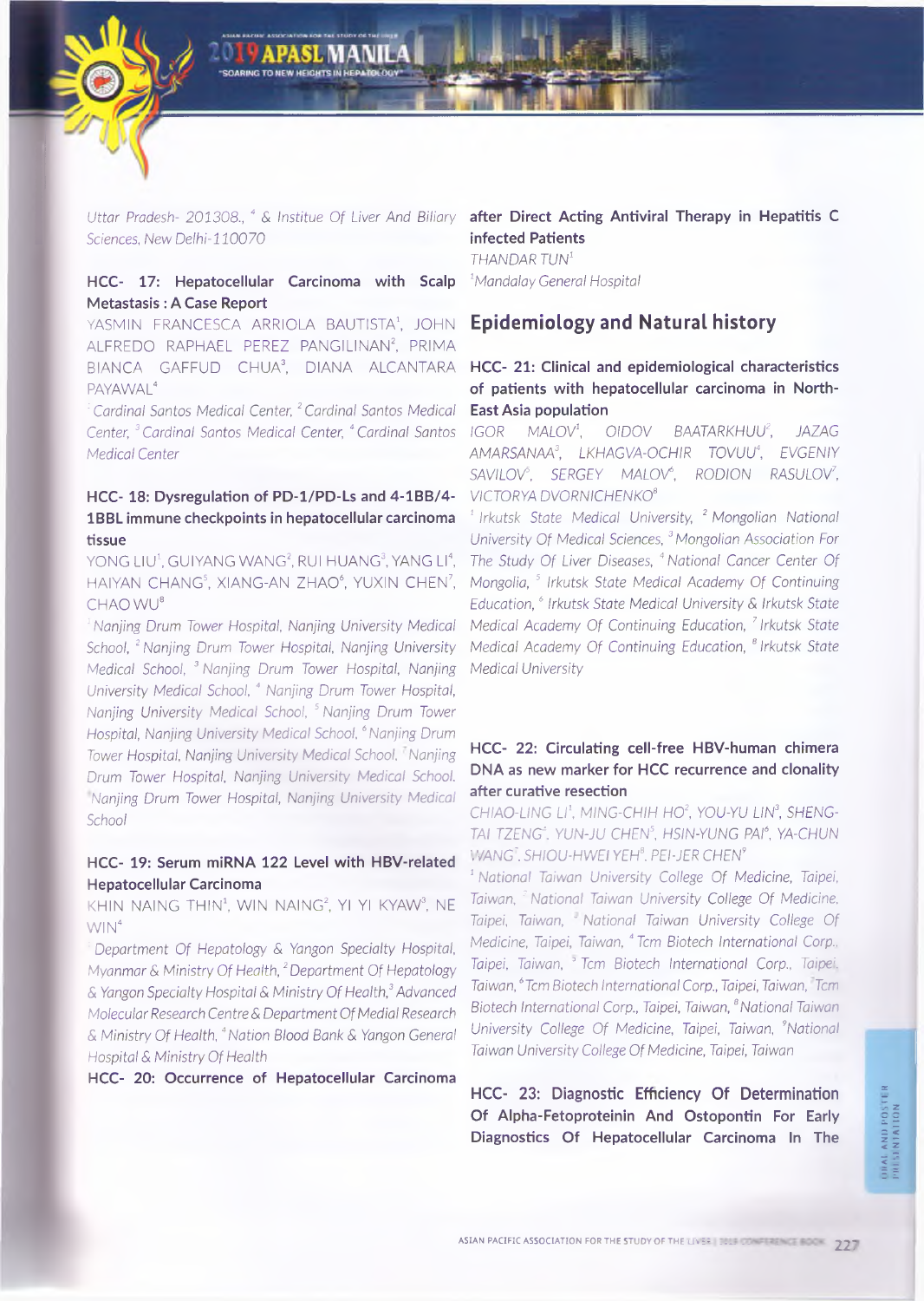Uttar Pradesh- 201308., [4] & Institue Of Liver And Biliary Sciences, New Delhi-110070

**HCC- 17: Hepatocellular Carcinoma with Scalp Metastasis : A Case Report**

YASMIN FRANCESCA ARRIOLA BAUTISTA[1], JOHN ALFREDO RAPHAEL PEREZ PANGILINAN[2], PRIMA BIANCA GAFFUD CHUA[3], DIANA ALCANTARA PAYAWAL[4]

[1] Cardinal Santos Medical Center, [2] Cardinal Santos Medical Center, [3] Cardinal Santos Medical Center, [4] Cardinal Santos Medical Center

**HCC- 18: Dysregulation of PD-1/PD-Ls and 4-1BB/4-1BBL immune checkpoints in hepatocellular carcinoma tissue**

YONG LIU[1], GUIYANG WANG[2], RUI HUANG[3], YANG LI[4], HAIYAN CHANG[5], XIANG-AN ZHAO[6], YUXIN CHEN[7], CHAO WU[8]

[1] Nanjing Drum Tower Hospital, Nanjing University Medical School, [2] Nanjing Drum Tower Hospital, Nanjing University Medical School, [3] Nanjing Drum Tower Hospital, Nanjing University Medical School, [4] Nanjing Drum Tower Hospital, Nanjing University Medical School, [5] Nanjing Drum Tower Hospital, Nanjing University Medical School, [6] Nanjing Drum Tower Hospital, Nanjing University Medical School, [7] Nanjing Drum Tower Hospital, Nanjing University Medical School, [8] Nanjing Drum Tower Hospital, Nanjing University Medical School

**HCC- 19: Serum miRNA 122 Level with HBV-related Hepatocellular Carcinoma**

KHIN NAING THIN[1], WIN NAING[2], YI YI KYAW[3], NE WIN[4]

[1] Department Of Hepatology & Yangon Specialty Hospital, Myanmar & Ministry Of Health, [2] Department Of Hepatology & Yangon Specialty Hospital & Ministry Of Health, [3] Advanced Molecular Research Centre & Department Of Medial Research & Ministry Of Health, [4] Nation Blood Bank & Yangon General Hospital & Ministry Of Health

**HCC- 20: Occurrence of Hepatocellular Carcinoma after Direct Acting Antiviral Therapy in Hepatitis C infected Patients**

THANDAR TUN[1]

[1] Mandalay General Hospital

## Epidemiology and Natural history

**HCC- 21: Clinical and epidemiological characteristics of patients with hepatocellular carcinoma in North-East Asia population**

IGOR MALOV[1], OIDOV BAATARKHUU[2], JAZAG AMARSANAA[3], LKHAGVA-OCHIR TOVUU[4], EVGENIY SAVILOV[5], SERGEY MALOV[6], RODION RASULOV[7], VICTORYA DVORNICHENKO[8]

[1] Irkutsk State Medical University, [2] Mongolian National University Of Medical Sciences, [3] Mongolian Association For The Study Of Liver Diseases, [4] National Cancer Center Of Mongolia, [5] Irkutsk State Medical Academy Of Continuing Education, [6] Irkutsk State Medical University & Irkutsk State Medical Academy Of Continuing Education, [7] Irkutsk State Medical Academy Of Continuing Education, [8] Irkutsk State Medical University

**HCC- 22: Circulating cell-free HBV-human chimera DNA as new marker for HCC recurrence and clonality after curative resection**

CHIAO-LING LI[1], MING-CHIH HO[2], YOU-YU LIN[3], SHENG-TAI TZENG[4], YUN-JU CHEN[5], HSIN-YUNG PAI[6], YA-CHUN WANG[7], SHIOU-HWEI YEH[8], PEI-JER CHEN[9]

[1] National Taiwan University College Of Medicine, Taipei, Taiwan, [2] National Taiwan University College Of Medicine, Taipei, Taiwan, [3] National Taiwan University College Of Medicine, Taipei, Taiwan, [4] Tcm Biotech International Corp., Taipei, Taiwan, [5] Tcm Biotech International Corp., Taipei, Taiwan, [6] Tcm Biotech International Corp., Taipei, Taiwan, [7] Tcm Biotech International Corp., Taipei, Taiwan, [8] National Taiwan University College Of Medicine, Taipei, Taiwan, [9] National Taiwan University College Of Medicine, Taipei, Taiwan

**HCC- 23: Diagnostic Efficiency Of Determination Of Alpha-Fetoproteinin And Ostopontin For Early Diagnostics Of Hepatocellular Carcinoma In The**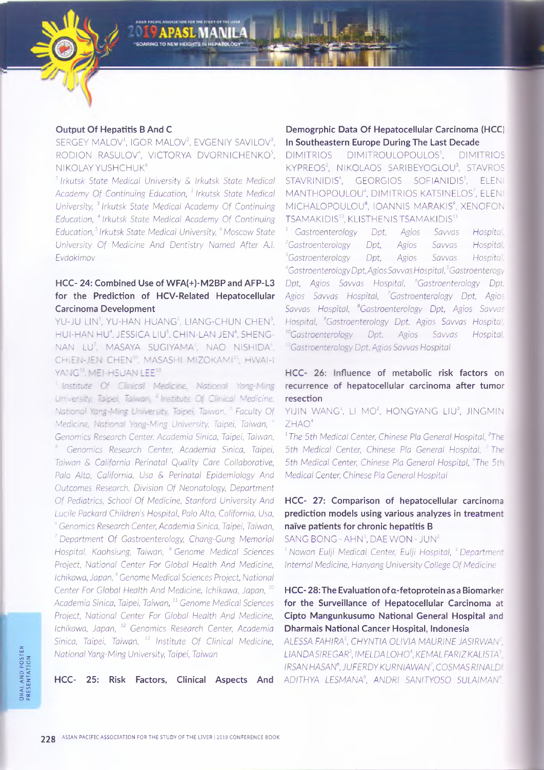**Output Of Hepatitis B And C**

SERGEY MALOV[1], IGOR MALOV[2], EVGENIY SAVILOV[3], RODION RASULOV[4], VICTORYA DVORNICHENKO[5], NIKOLAY YUSHCHUK[6]

*[1] Irkutsk State Medical University & Irkutsk State Medical Academy Of Continuing Education, [2] Irkutsk State Medical University, [3] Irkutsk State Medical Academy Of Continuing Education, [4] Irkutsk State Medical Academy Of Continuing Education, [5] Irkutsk State Medical University, [6] Moscow State University Of Medicine And Dentistry Named After A.I. Evdokimov*

**HCC- 24: Combined Use of WFA(+)-M2BP and AFP-L3 for the Prediction of HCV-Related Hepatocellular Carcinoma Development**

YU-JU LIN[1], YU-HAN HUANG[2], LIANG-CHUN CHEN[3], HUI-HAN HU[4], JESSICA LIU[5], CHIN-LAN JEN[6], SHENG-NAN LU[7], MASAYA SUGIYAMA[8], NAO NISHIDA[9], CHIEN-JEN CHEN[10], MASASHI MIZOKAMI[11], HWAI-I YANG[12], MEI-HSUAN LEE[13]

*[1] Institute Of Clinical Medicine, National Yang-Ming University, Taipei, Taiwan, [2] Institute Of Clinical Medicine, National Yang-Ming University, Taipei, Taiwan, [3] Faculty Of Medicine, National Yang-Ming University, Taipei, Taiwan, [4] Genomics Research Center, Academia Sinica, Taipei, Taiwan, [5] Genomics Research Center, Academia Sinica, Taipei, Taiwan & California Perinatal Quality Care Collaborative, Palo Alto, California, Usa & Perinatal Epidemiology And Outcomes Research, Division Of Neonatology, Department Of Pediatrics, School Of Medicine, Stanford University And Lucile Packard Children's Hospital, Palo Alto, California, Usa, [6] Genomics Research Center, Academia Sinica, Taipei, Taiwan, [7] Department Of Gastroenterology, Chang-Gung Memorial Hospital, Kaohsiung, Taiwan, [8] Genome Medical Sciences Project, National Center For Global Health And Medicine, Ichikawa, Japan, [9] Genome Medical Sciences Project, National Center For Global Health And Medicine, Ichikawa, Japan, [10] Academia Sinica, Taipei, Taiwan, [11] Genome Medical Sciences Project, National Center For Global Health And Medicine, Ichikawa, Japan, [12] Genomics Research Center, Academia Sinica, Taipei, Taiwan, [13] Institute Of Clinical Medicine, National Yang-Ming University, Taipei, Taiwan*

**HCC- 25: Risk Factors, Clinical Aspects And Demogrphic Data Of Hepatocellular Carcinoma (HCC) In Southeastern Europe During The Last Decade**

DIMITRIOS DIMITROULOPOULOS[1], DIMITRIOS KYPREOS[2], NIKOLAOS SARIBEYOGLOU[3], STAVROS STAVRINIDIS[4], GEORGIOS SOFIANIDIS[5], ELENI MANTHOPOULOU[6], DIMITRIOS KATSINELOS[7], ELENI MICHALOPOULOU[8], IOANNIS MARAKIS[9], XENOFON TSAMAKIDIS[10], KLISTHENIS TSAMAKIDIS[11]

*[1] Gastroenterology Dpt, Agios Savvas Hospital, [2] Gastroenterology Dpt, Agios Savvas Hospital, [3] Gastroenterology Dpt, Agios Savvas Hospital, [4] Gastroenterology Dpt, Agios Savvas Hospital, [5] Gastroenterogy Dpt, Agios Savvas Hospital, [6] Gastroenterology Dpt, Agios Savvas Hospital, [7] Gastroenterology Dpt, Agios Savvas Hospital, [8] Gastroenterology Dpt, Agios Savvas Hospital, [9] Gastroenterology Dpt, Agios Savvas Hospital, [10] Gastroenterology Dpt, Agios Savvas Hospital, [11] Gastroenterology Dpt, Agios Savvas Hospital*

**HCC- 26: Influence of metabolic risk factors on recurrence of hepatocellular carcinoma after tumor resection**

YIJIN WANG[1], LI MO[2], HONGYANG LIU[3], JINGMIN ZHAO[4]

*[1] The 5th Medical Center, Chinese Pla General Hospital, [2] The 5th Medical Center, Chinese Pla General Hospital, [3] The 5th Medical Center, Chinese Pla General Hospital, [4] The 5th Medical Center, Chinese Pla General Hospital*

**HCC- 27: Comparison of hepatocellular carcinoma prediction models using various analyzes in treatment naïve patients for chronic hepatitis B**

SANG BONG - AHN[1], DAE WON - JUN[2]

*[1] Nowon Eulji Medical Center, Eulji Hospital, [2] Department Internal Medicine, Hanyang University College Of Medicine*

**HCC- 28: The Evaluation of α-fetoprotein as a Biomarker for the Surveillance of Hepatocellular Carcinoma at Cipto Mangunkusumo National General Hospital and Dharmais National Cancer Hospital, Indonesia**

*ALESSA FAHIRA[1], CHYNTIA OLIVIA MAURINE JASIRWAN[2], LIANDA SIREGAR[3], IMELDA LOHO[4], KEMAL FARIZ KALISTA[5], IRSAN HASAN[6], JUFERDY KURNIAWAN[7], COSMAS RINALDI ADITHYA LESMANA[8], ANDRI SANITYOSO SULAIMAN[9],*